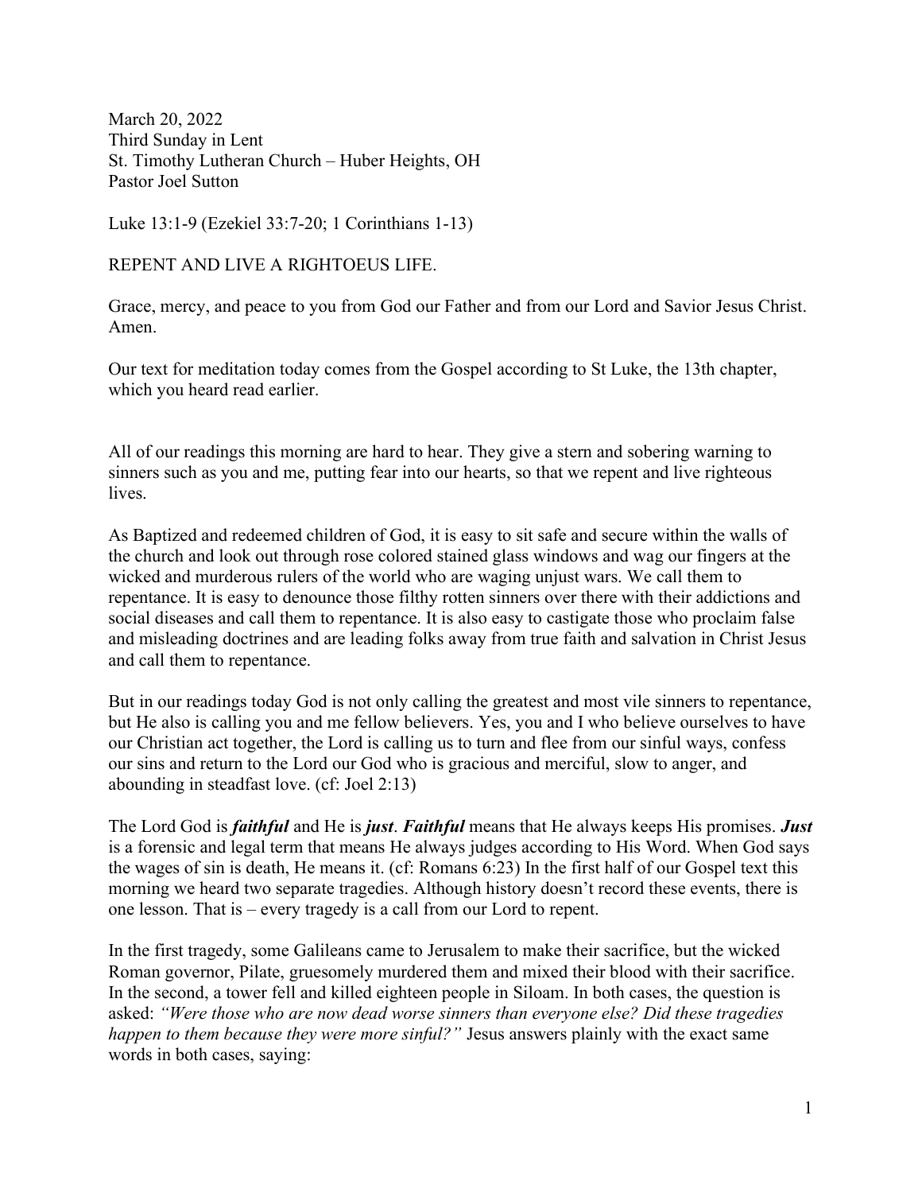March 20, 2022
Third Sunday in Lent
St. Timothy Lutheran Church – Huber Heights, OH
Pastor Joel Sutton

Luke 13:1-9 (Ezekiel 33:7-20; 1 Corinthians 1-13)

REPENT AND LIVE A RIGHTOEUS LIFE.

Grace, mercy, and peace to you from God our Father and from our Lord and Savior Jesus Christ. Amen.

Our text for meditation today comes from the Gospel according to St Luke, the 13th chapter, which you heard read earlier.

All of our readings this morning are hard to hear. They give a stern and sobering warning to sinners such as you and me, putting fear into our hearts, so that we repent and live righteous lives.

As Baptized and redeemed children of God, it is easy to sit safe and secure within the walls of the church and look out through rose colored stained glass windows and wag our fingers at the wicked and murderous rulers of the world who are waging unjust wars. We call them to repentance. It is easy to denounce those filthy rotten sinners over there with their addictions and social diseases and call them to repentance. It is also easy to castigate those who proclaim false and misleading doctrines and are leading folks away from true faith and salvation in Christ Jesus and call them to repentance.

But in our readings today God is not only calling the greatest and most vile sinners to repentance, but He also is calling you and me fellow believers. Yes, you and I who believe ourselves to have our Christian act together, the Lord is calling us to turn and flee from our sinful ways, confess our sins and return to the Lord our God who is gracious and merciful, slow to anger, and abounding in steadfast love. (cf: Joel 2:13)

The Lord God is ***faithful*** and He is ***just***. ***Faithful*** means that He always keeps His promises. ***Just*** is a forensic and legal term that means He always judges according to His Word. When God says the wages of sin is death, He means it. (cf: Romans 6:23) In the first half of our Gospel text this morning we heard two separate tragedies. Although history doesn't record these events, there is one lesson. That is – every tragedy is a call from our Lord to repent.

In the first tragedy, some Galileans came to Jerusalem to make their sacrifice, but the wicked Roman governor, Pilate, gruesomely murdered them and mixed their blood with their sacrifice. In the second, a tower fell and killed eighteen people in Siloam. In both cases, the question is asked: *"Were those who are now dead worse sinners than everyone else? Did these tragedies happen to them because they were more sinful?"* Jesus answers plainly with the exact same words in both cases, saying: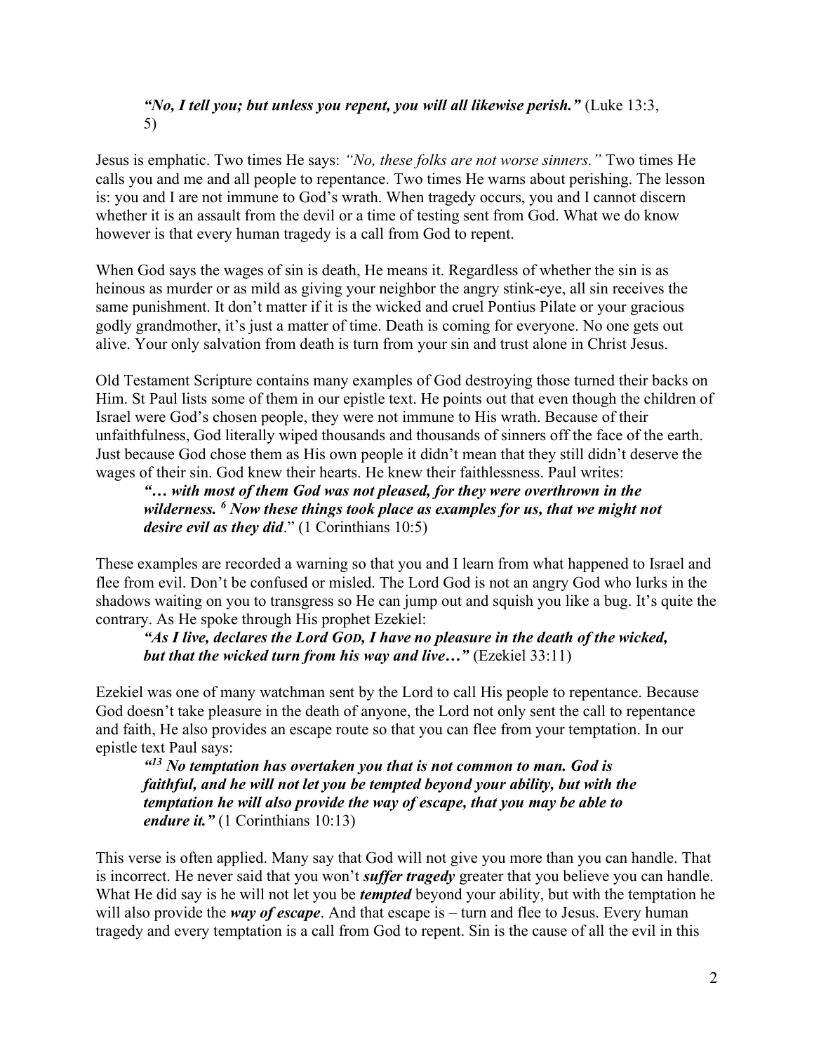> ***"No, I tell you; but unless you repent, you will all likewise perish."*** (Luke 13:3, 5)

Jesus is emphatic. Two times He says: *"No, these folks are not worse sinners."* Two times He calls you and me and all people to repentance. Two times He warns about perishing. The lesson is: you and I are not immune to God's wrath. When tragedy occurs, you and I cannot discern whether it is an assault from the devil or a time of testing sent from God. What we do know however is that every human tragedy is a call from God to repent.

When God says the wages of sin is death, He means it. Regardless of whether the sin is as heinous as murder or as mild as giving your neighbor the angry stink-eye, all sin receives the same punishment. It don't matter if it is the wicked and cruel Pontius Pilate or your gracious godly grandmother, it's just a matter of time. Death is coming for everyone. No one gets out alive. Your only salvation from death is turn from your sin and trust alone in Christ Jesus.

Old Testament Scripture contains many examples of God destroying those turned their backs on Him. St Paul lists some of them in our epistle text. He points out that even though the children of Israel were God's chosen people, they were not immune to His wrath. Because of their unfaithfulness, God literally wiped thousands and thousands of sinners off the face of the earth. Just because God chose them as His own people it didn't mean that they still didn't deserve the wages of their sin. God knew their hearts. He knew their faithlessness. Paul writes:

> ***"… with most of them God was not pleased, for they were overthrown in the wilderness. [6] Now these things took place as examples for us, that we might not desire evil as they did*."** (1 Corinthians 10:5)

These examples are recorded a warning so that you and I learn from what happened to Israel and flee from evil. Don't be confused or misled. The Lord God is not an angry God who lurks in the shadows waiting on you to transgress so He can jump out and squish you like a bug. It's quite the contrary. As He spoke through His prophet Ezekiel:

> ***"As I live, declares the Lord GOD, I have no pleasure in the death of the wicked, but that the wicked turn from his way and live…"*** (Ezekiel 33:11)

Ezekiel was one of many watchman sent by the Lord to call His people to repentance. Because God doesn't take pleasure in the death of anyone, the Lord not only sent the call to repentance and faith, He also provides an escape route so that you can flee from your temptation. In our epistle text Paul says:

> ***"[13] No temptation has overtaken you that is not common to man. God is faithful, and he will not let you be tempted beyond your ability, but with the temptation he will also provide the way of escape, that you may be able to endure it."*** (1 Corinthians 10:13)

This verse is often applied. Many say that God will not give you more than you can handle. That is incorrect. He never said that you won't ***suffer tragedy*** greater that you believe you can handle. What He did say is he will not let you be ***tempted*** beyond your ability, but with the temptation he will also provide the ***way of escape***. And that escape is – turn and flee to Jesus. Every human tragedy and every temptation is a call from God to repent. Sin is the cause of all the evil in this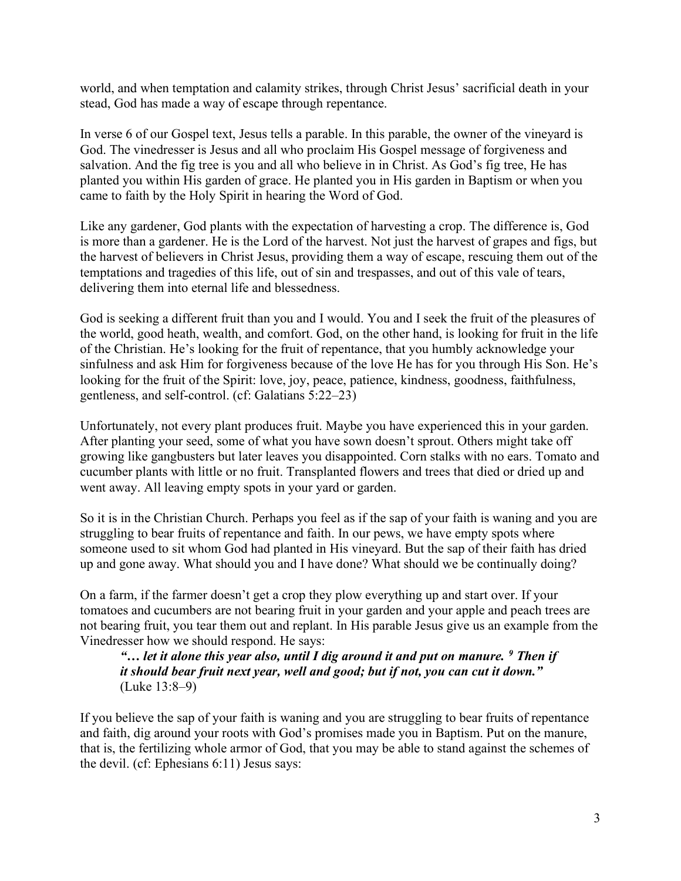world, and when temptation and calamity strikes, through Christ Jesus' sacrificial death in your stead, God has made a way of escape through repentance.

In verse 6 of our Gospel text, Jesus tells a parable. In this parable, the owner of the vineyard is God. The vinedresser is Jesus and all who proclaim His Gospel message of forgiveness and salvation. And the fig tree is you and all who believe in in Christ. As God's fig tree, He has planted you within His garden of grace. He planted you in His garden in Baptism or when you came to faith by the Holy Spirit in hearing the Word of God.

Like any gardener, God plants with the expectation of harvesting a crop. The difference is, God is more than a gardener. He is the Lord of the harvest. Not just the harvest of grapes and figs, but the harvest of believers in Christ Jesus, providing them a way of escape, rescuing them out of the temptations and tragedies of this life, out of sin and trespasses, and out of this vale of tears, delivering them into eternal life and blessedness.

God is seeking a different fruit than you and I would. You and I seek the fruit of the pleasures of the world, good heath, wealth, and comfort. God, on the other hand, is looking for fruit in the life of the Christian. He's looking for the fruit of repentance, that you humbly acknowledge your sinfulness and ask Him for forgiveness because of the love He has for you through His Son. He's looking for the fruit of the Spirit: love, joy, peace, patience, kindness, goodness, faithfulness, gentleness, and self-control. (cf: Galatians 5:22–23)

Unfortunately, not every plant produces fruit. Maybe you have experienced this in your garden. After planting your seed, some of what you have sown doesn't sprout. Others might take off growing like gangbusters but later leaves you disappointed. Corn stalks with no ears. Tomato and cucumber plants with little or no fruit. Transplanted flowers and trees that died or dried up and went away. All leaving empty spots in your yard or garden.

So it is in the Christian Church. Perhaps you feel as if the sap of your faith is waning and you are struggling to bear fruits of repentance and faith. In our pews, we have empty spots where someone used to sit whom God had planted in His vineyard. But the sap of their faith has dried up and gone away. What should you and I have done? What should we be continually doing?

On a farm, if the farmer doesn't get a crop they plow everything up and start over. If your tomatoes and cucumbers are not bearing fruit in your garden and your apple and peach trees are not bearing fruit, you tear them out and replant. In His parable Jesus give us an example from the Vinedresser how we should respond. He says:

> ***"… let it alone this year also, until I dig around it and put on manure. [9] Then if it should bear fruit next year, well and good; but if not, you can cut it down."***
> (Luke 13:8–9)

If you believe the sap of your faith is waning and you are struggling to bear fruits of repentance and faith, dig around your roots with God's promises made you in Baptism. Put on the manure, that is, the fertilizing whole armor of God, that you may be able to stand against the schemes of the devil. (cf: Ephesians 6:11) Jesus says: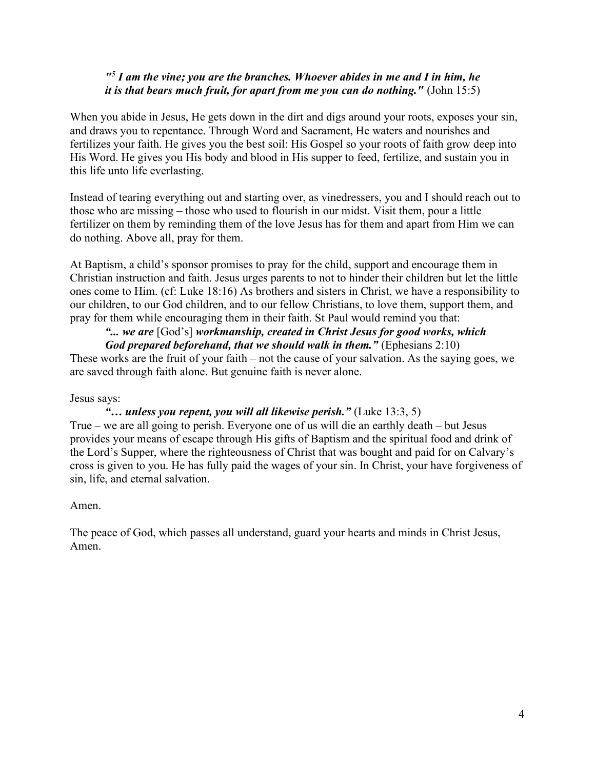*"[5] I am the vine; you are the branches. Whoever abides in me and I in him, he it is that bears much fruit, for apart from me you can do nothing."* (John 15:5)

When you abide in Jesus, He gets down in the dirt and digs around your roots, exposes your sin, and draws you to repentance. Through Word and Sacrament, He waters and nourishes and fertilizes your faith. He gives you the best soil: His Gospel so your roots of faith grow deep into His Word. He gives you His body and blood in His supper to feed, fertilize, and sustain you in this life unto life everlasting.

Instead of tearing everything out and starting over, as vinedressers, you and I should reach out to those who are missing – those who used to flourish in our midst. Visit them, pour a little fertilizer on them by reminding them of the love Jesus has for them and apart from Him we can do nothing. Above all, pray for them.

At Baptism, a child's sponsor promises to pray for the child, support and encourage them in Christian instruction and faith. Jesus urges parents to not to hinder their children but let the little ones come to Him. (cf: Luke 18:16) As brothers and sisters in Christ, we have a responsibility to our children, to our God children, and to our fellow Christians, to love them, support them, and pray for them while encouraging them in their faith. St Paul would remind you that:

> ***"... we are*** [God's] ***workmanship, created in Christ Jesus for good works, which God prepared beforehand, that we should walk in them."*** (Ephesians 2:10)

These works are the fruit of your faith – not the cause of your salvation. As the saying goes, we are saved through faith alone. But genuine faith is never alone.

Jesus says:

> ***"… unless you repent, you will all likewise perish."*** (Luke 13:3, 5)

True – we are all going to perish. Everyone one of us will die an earthly death – but Jesus provides your means of escape through His gifts of Baptism and the spiritual food and drink of the Lord's Supper, where the righteousness of Christ that was bought and paid for on Calvary's cross is given to you. He has fully paid the wages of your sin. In Christ, your have forgiveness of sin, life, and eternal salvation.

Amen.

The peace of God, which passes all understand, guard your hearts and minds in Christ Jesus, Amen.